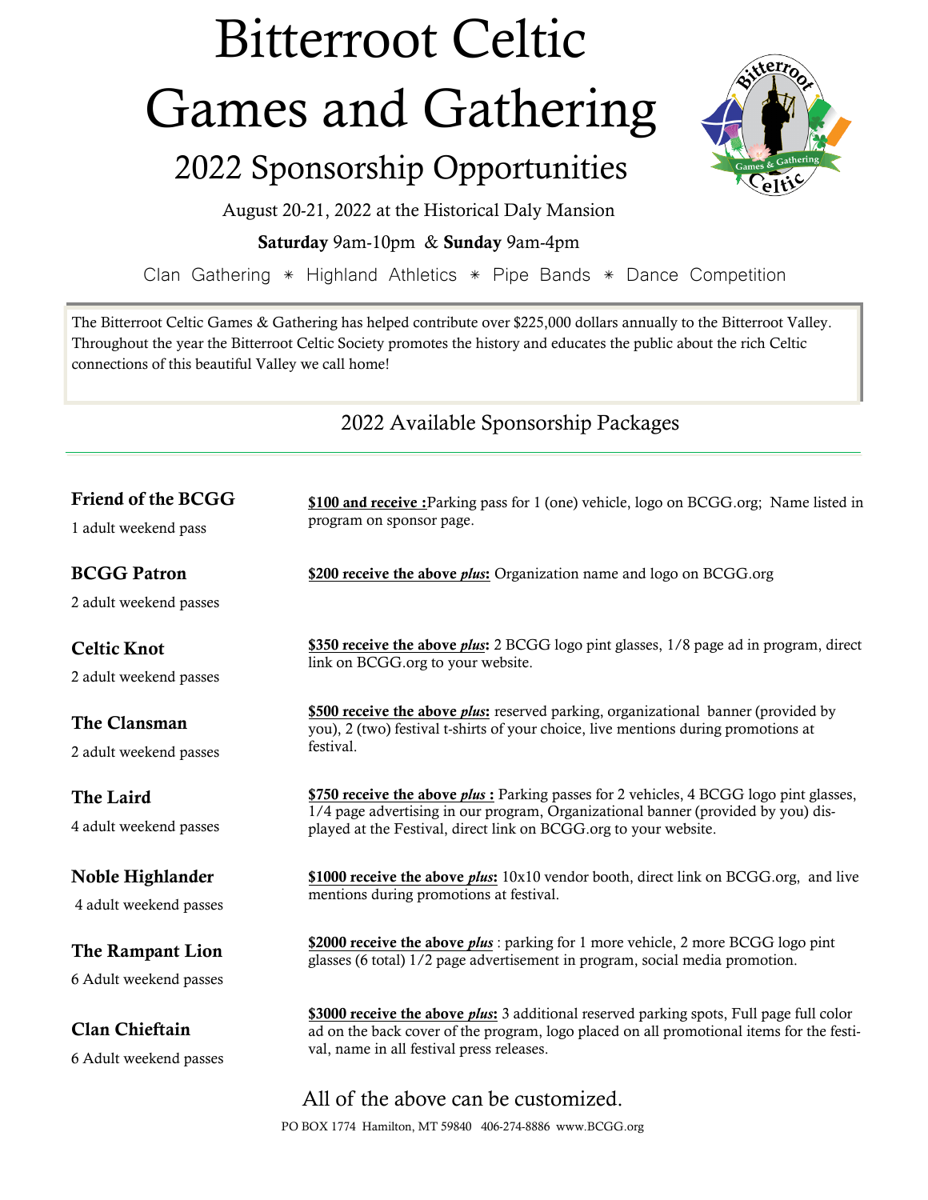# Bitterroot Celtic Games and Gathering

## 2022 Sponsorship Opportunities

August 20-21, 2022 at the Historical Daly Mansion

**Saturday** 9am-10pm & **Sunday** 9am-4pm

Clan Gathering ✳ Highland Athletics ✳ Pipe Bands ✳ Dance Competition

The Bitterroot Celtic Games & Gathering has helped contribute over $225,000 dollars annually to the Bitterroot Valley. Throughout the year the Bitterroot Celtic Society promotes the history and educates the public about the rich Celtic connections of this beautiful Valley we call home!

### 2022 Available Sponsorship Packages

---

**Friend of the BCGG**
1 adult weekend pass

**$100 and receive :** Parking pass for 1 (one) vehicle, logo on BCGG.org; Name listed in program on sponsor page.

**BCGG Patron**
2 adult weekend passes

**$200 receive the above *plus*:** Organization name and logo on BCGG.org

**Celtic Knot**
2 adult weekend passes

**$350 receive the above *plus*:** 2 BCGG logo pint glasses, 1/8 page ad in program, direct link on BCGG.org to your website.

**The Clansman**
2 adult weekend passes

**$500 receive the above *plus*:** reserved parking, organizational banner (provided by you), 2 (two) festival t-shirts of your choice, live mentions during promotions at festival.

**The Laird**
4 adult weekend passes

**$750 receive the above *plus* :** Parking passes for 2 vehicles, 4 BCGG logo pint glasses, 1/4 page advertising in our program, Organizational banner (provided by you) displayed at the Festival, direct link on BCGG.org to your website.

**Noble Highlander**
4 adult weekend passes

**$1000 receive the above *plus*:** 10x10 vendor booth, direct link on BCGG.org, and live mentions during promotions at festival.

**The Rampant Lion**
6 Adult weekend passes

**$2000 receive the above *plus*** : parking for 1 more vehicle, 2 more BCGG logo pint glasses (6 total) 1/2 page advertisement in program, social media promotion.

**Clan Chieftain**
6 Adult weekend passes

**$3000 receive the above *plus*:** 3 additional reserved parking spots, Full page full color ad on the back cover of the program, logo placed on all promotional items for the festival, name in all festival press releases.

All of the above can be customized.

PO BOX 1774 Hamilton, MT 59840 406-274-8886 www.BCGG.org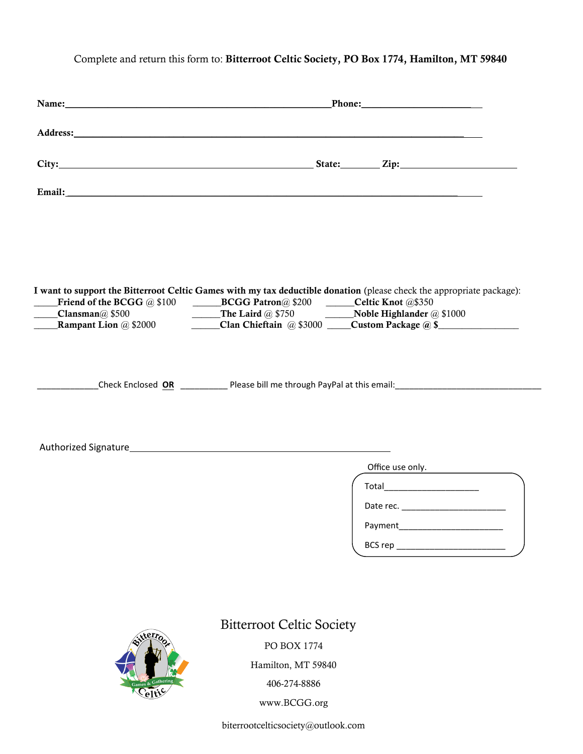Complete and return this form to: **Bitterroot Celtic Society, PO Box 1774, Hamilton, MT 59840**

**Name:**______________________________________________________**Phone:**________________________

**Address:**_________________________________________________________________________________

**City:**_____________________________________________________ **State:**________ **Zip:**________________________

**Email:**___________________________________________________________________________________

**I want to support the Bitterroot Celtic Games with my tax deductible donation** (please check the appropriate package):

| | | |
|---|---|---|
| _____**Friend of the BCGG** @ $100 | ______**BCGG Patron**@ $200 | ______**Celtic Knot** @$350 |
| _____**Clansman**@ $500 | ______**The Laird** @ $750 | ______**Noble Highlander** @ $1000 |
| _____**Rampant Lion** @ $2000 | ______**Clan Chieftain** @ $3000 | _____**Custom Package @ $**________________ |

_____________Check Enclosed **OR** __________ Please bill me through PayPal at this email:_______________________________

Authorized Signature____________________________________________________

Office use only.

Total____________________

Date rec. ______________________

Payment______________________

BCS rep ______________________

Bitterroot Celtic Society

PO BOX 1774

Hamilton, MT 59840

406-274-8886

www.BCGG.org

biterrootcelticsociety@outlook.com